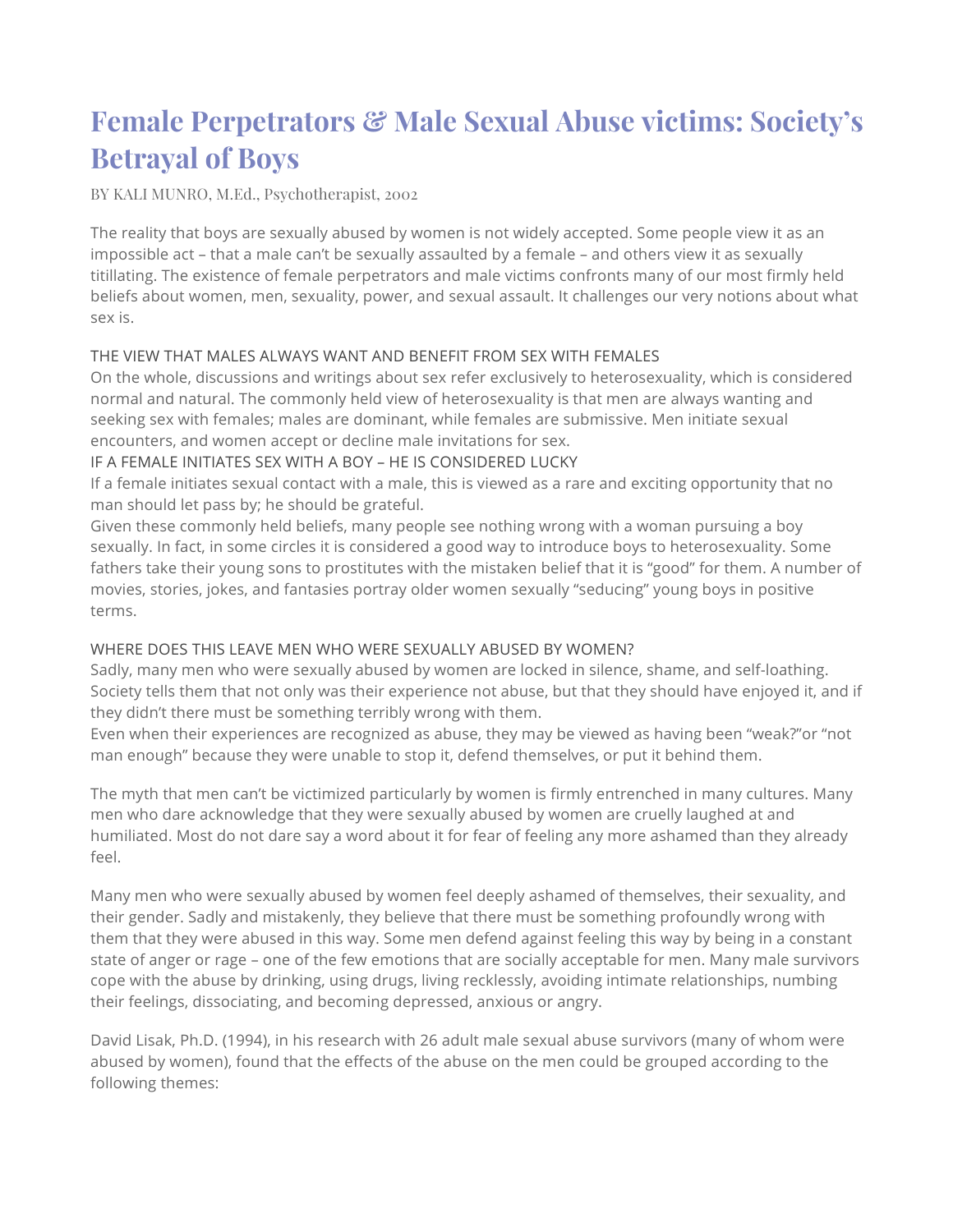# Female Perpetrators & Male Sexual Abuse victims: Society's Betrayal of Boys

BY KALI MUNRO, M.Ed., Psychotherapist, 2002

The reality that boys are sexually abused by women is not widely accepted. Some people view it as an impossible act – that a male can't be sexually assaulted by a female – and others view it as sexually titillating. The existence of female perpetrators and male victims confronts many of our most firmly held beliefs about women, men, sexuality, power, and sexual assault. It challenges our very notions about what sex is.

## THE VIEW THAT MALES ALWAYS WANT AND BENEFIT FROM SEX WITH FEMALES

On the whole, discussions and writings about sex refer exclusively to heterosexuality, which is considered normal and natural. The commonly held view of heterosexuality is that men are always wanting and seeking sex with females; males are dominant, while females are submissive. Men initiate sexual encounters, and women accept or decline male invitations for sex.

## IF A FEMALE INITIATES SEX WITH A BOY – HE IS CONSIDERED LUCKY

If a female initiates sexual contact with a male, this is viewed as a rare and exciting opportunity that no man should let pass by; he should be grateful.

Given these commonly held beliefs, many people see nothing wrong with a woman pursuing a boy sexually. In fact, in some circles it is considered a good way to introduce boys to heterosexuality. Some fathers take their young sons to prostitutes with the mistaken belief that it is "good" for them. A number of movies, stories, jokes, and fantasies portray older women sexually "seducing" young boys in positive terms.

## WHERE DOES THIS LEAVE MEN WHO WERE SEXUALLY ABUSED BY WOMEN?

Sadly, many men who were sexually abused by women are locked in silence, shame, and self-loathing. Society tells them that not only was their experience not abuse, but that they should have enjoyed it, and if they didn't there must be something terribly wrong with them.

Even when their experiences are recognized as abuse, they may be viewed as having been "weak?"or "not man enough" because they were unable to stop it, defend themselves, or put it behind them.

The myth that men can't be victimized particularly by women is firmly entrenched in many cultures. Many men who dare acknowledge that they were sexually abused by women are cruelly laughed at and humiliated. Most do not dare say a word about it for fear of feeling any more ashamed than they already feel.

Many men who were sexually abused by women feel deeply ashamed of themselves, their sexuality, and their gender. Sadly and mistakenly, they believe that there must be something profoundly wrong with them that they were abused in this way. Some men defend against feeling this way by being in a constant state of anger or rage – one of the few emotions that are socially acceptable for men. Many male survivors cope with the abuse by drinking, using drugs, living recklessly, avoiding intimate relationships, numbing their feelings, dissociating, and becoming depressed, anxious or angry.

David Lisak, Ph.D. (1994), in his research with 26 adult male sexual abuse survivors (many of whom were abused by women), found that the effects of the abuse on the men could be grouped according to the following themes: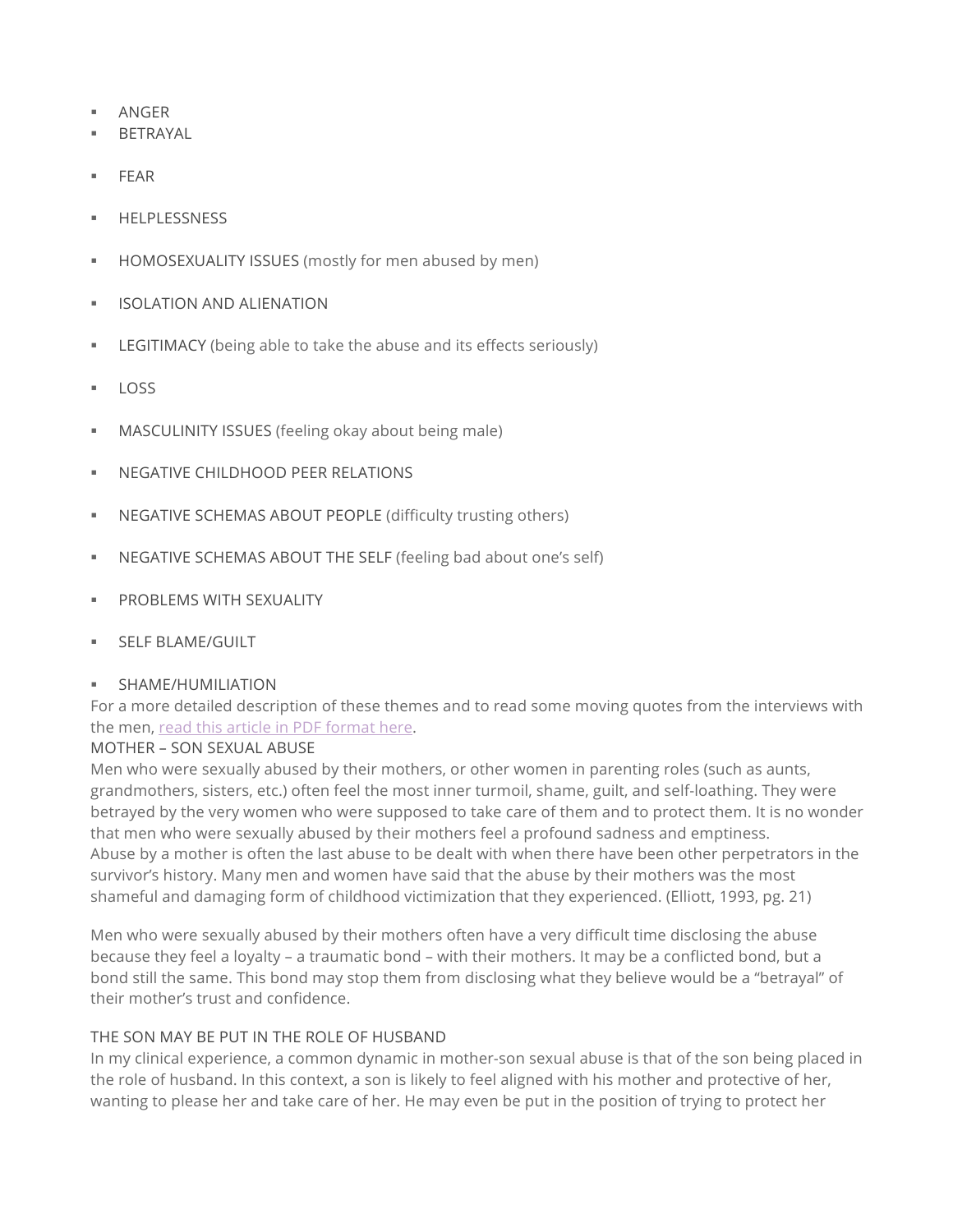- ANGER
- BETRAYAL
- FEAR
- HELPLESSNESS
- HOMOSEXUALITY ISSUES (mostly for men abused by men)
- ISOLATION AND ALIENATION
- LEGITIMACY (being able to take the abuse and its effects seriously)
- LOSS
- MASCULINITY ISSUES (feeling okay about being male)
- NEGATIVE CHILDHOOD PEER RELATIONS
- NEGATIVE SCHEMAS ABOUT PEOPLE (difficulty trusting others)
- NEGATIVE SCHEMAS ABOUT THE SELF (feeling bad about one's self)
- PROBLEMS WITH SEXUALITY
- SELF BLAME/GUILT
- SHAME/HUMILIATION

For a more detailed description of these themes and to read some moving quotes from the interviews with the men, [read this article in PDF format here](#).

## MOTHER – SON SEXUAL ABUSE

Men who were sexually abused by their mothers, or other women in parenting roles (such as aunts, grandmothers, sisters, etc.) often feel the most inner turmoil, shame, guilt, and self-loathing. They were betrayed by the very women who were supposed to take care of them and to protect them. It is no wonder that men who were sexually abused by their mothers feel a profound sadness and emptiness.

Abuse by a mother is often the last abuse to be dealt with when there have been other perpetrators in the survivor's history. Many men and women have said that the abuse by their mothers was the most shameful and damaging form of childhood victimization that they experienced. (Elliott, 1993, pg. 21)

Men who were sexually abused by their mothers often have a very difficult time disclosing the abuse because they feel a loyalty – a traumatic bond – with their mothers. It may be a conflicted bond, but a bond still the same. This bond may stop them from disclosing what they believe would be a "betrayal" of their mother's trust and confidence.

## THE SON MAY BE PUT IN THE ROLE OF HUSBAND

In my clinical experience, a common dynamic in mother-son sexual abuse is that of the son being placed in the role of husband. In this context, a son is likely to feel aligned with his mother and protective of her, wanting to please her and take care of her. He may even be put in the position of trying to protect her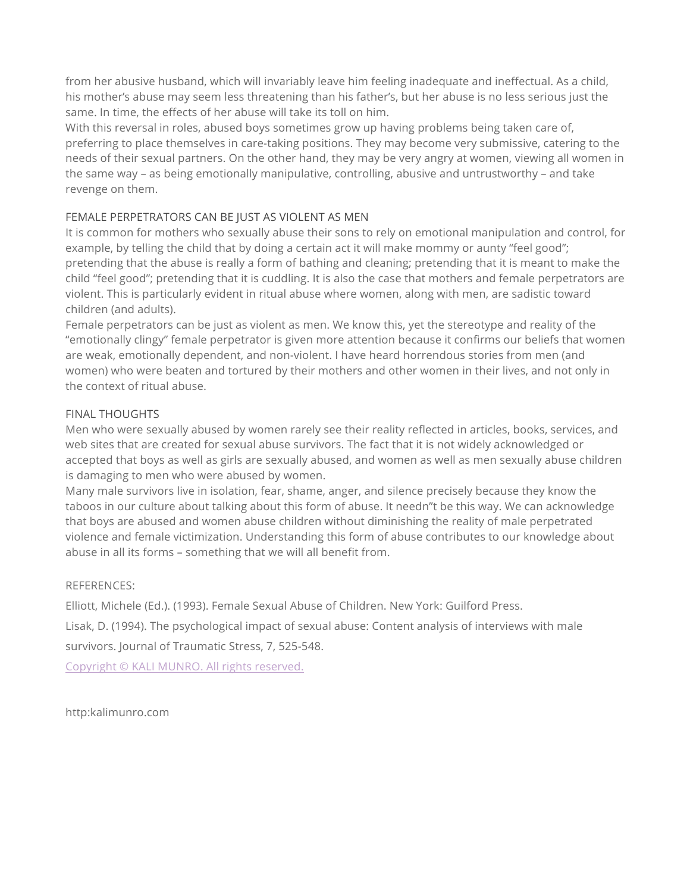from her abusive husband, which will invariably leave him feeling inadequate and ineffectual. As a child, his mother's abuse may seem less threatening than his father's, but her abuse is no less serious just the same. In time, the effects of her abuse will take its toll on him.

With this reversal in roles, abused boys sometimes grow up having problems being taken care of, preferring to place themselves in care-taking positions. They may become very submissive, catering to the needs of their sexual partners. On the other hand, they may be very angry at women, viewing all women in the same way – as being emotionally manipulative, controlling, abusive and untrustworthy – and take revenge on them.

## FEMALE PERPETRATORS CAN BE JUST AS VIOLENT AS MEN

It is common for mothers who sexually abuse their sons to rely on emotional manipulation and control, for example, by telling the child that by doing a certain act it will make mommy or aunty "feel good"; pretending that the abuse is really a form of bathing and cleaning; pretending that it is meant to make the child "feel good"; pretending that it is cuddling. It is also the case that mothers and female perpetrators are violent. This is particularly evident in ritual abuse where women, along with men, are sadistic toward children (and adults).

Female perpetrators can be just as violent as men. We know this, yet the stereotype and reality of the "emotionally clingy" female perpetrator is given more attention because it confirms our beliefs that women are weak, emotionally dependent, and non-violent. I have heard horrendous stories from men (and women) who were beaten and tortured by their mothers and other women in their lives, and not only in the context of ritual abuse.

## FINAL THOUGHTS

Men who were sexually abused by women rarely see their reality reflected in articles, books, services, and web sites that are created for sexual abuse survivors. The fact that it is not widely acknowledged or accepted that boys as well as girls are sexually abused, and women as well as men sexually abuse children is damaging to men who were abused by women.

Many male survivors live in isolation, fear, shame, anger, and silence precisely because they know the taboos in our culture about talking about this form of abuse. It needn"t be this way. We can acknowledge that boys are abused and women abuse children without diminishing the reality of male perpetrated violence and female victimization. Understanding this form of abuse contributes to our knowledge about abuse in all its forms – something that we will all benefit from.

REFERENCES:

Elliott, Michele (Ed.). (1993). Female Sexual Abuse of Children. New York: Guilford Press.

Lisak, D. (1994). The psychological impact of sexual abuse: Content analysis of interviews with male survivors. Journal of Traumatic Stress, 7, 525-548.

Copyright © KALI MUNRO. All rights reserved.

http:kalimunro.com